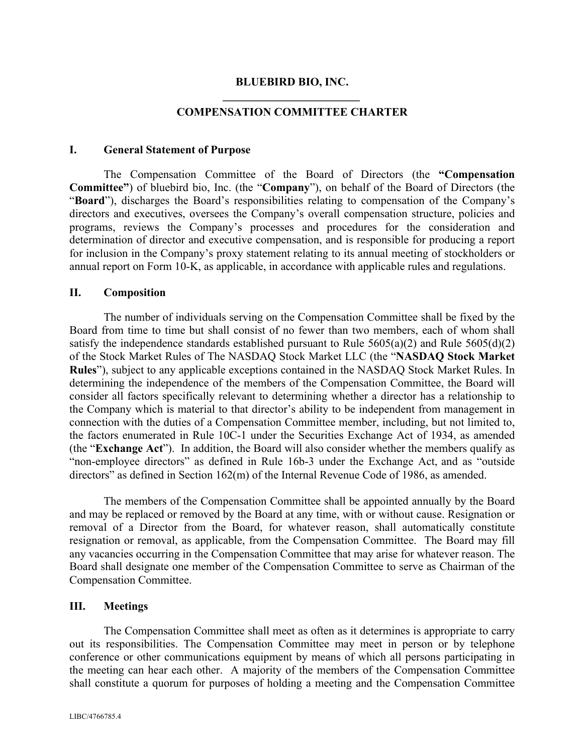# BLUEBIRD BIO, INC.

## COMPENSATION COMMITTEE CHARTER

### I. General Statement of Purpose

The Compensation Committee of the Board of Directors (the **"Compensation Committee"**) of bluebird bio, Inc. (the "**Company**"), on behalf of the Board of Directors (the "**Board**"), discharges the Board's responsibilities relating to compensation of the Company's directors and executives, oversees the Company's overall compensation structure, policies and programs, reviews the Company's processes and procedures for the consideration and determination of director and executive compensation, and is responsible for producing a report for inclusion in the Company's proxy statement relating to its annual meeting of stockholders or annual report on Form 10-K, as applicable, in accordance with applicable rules and regulations.

### II. Composition

The number of individuals serving on the Compensation Committee shall be fixed by the Board from time to time but shall consist of no fewer than two members, each of whom shall satisfy the independence standards established pursuant to Rule 5605(a)(2) and Rule 5605(d)(2) of the Stock Market Rules of The NASDAQ Stock Market LLC (the "**NASDAQ Stock Market Rules**"), subject to any applicable exceptions contained in the NASDAQ Stock Market Rules. In determining the independence of the members of the Compensation Committee, the Board will consider all factors specifically relevant to determining whether a director has a relationship to the Company which is material to that director's ability to be independent from management in connection with the duties of a Compensation Committee member, including, but not limited to, the factors enumerated in Rule 10C-1 under the Securities Exchange Act of 1934, as amended (the "**Exchange Act**"). In addition, the Board will also consider whether the members qualify as "non-employee directors" as defined in Rule 16b-3 under the Exchange Act, and as "outside directors" as defined in Section 162(m) of the Internal Revenue Code of 1986, as amended.

The members of the Compensation Committee shall be appointed annually by the Board and may be replaced or removed by the Board at any time, with or without cause. Resignation or removal of a Director from the Board, for whatever reason, shall automatically constitute resignation or removal, as applicable, from the Compensation Committee. The Board may fill any vacancies occurring in the Compensation Committee that may arise for whatever reason. The Board shall designate one member of the Compensation Committee to serve as Chairman of the Compensation Committee.

### III. Meetings

The Compensation Committee shall meet as often as it determines is appropriate to carry out its responsibilities. The Compensation Committee may meet in person or by telephone conference or other communications equipment by means of which all persons participating in the meeting can hear each other. A majority of the members of the Compensation Committee shall constitute a quorum for purposes of holding a meeting and the Compensation Committee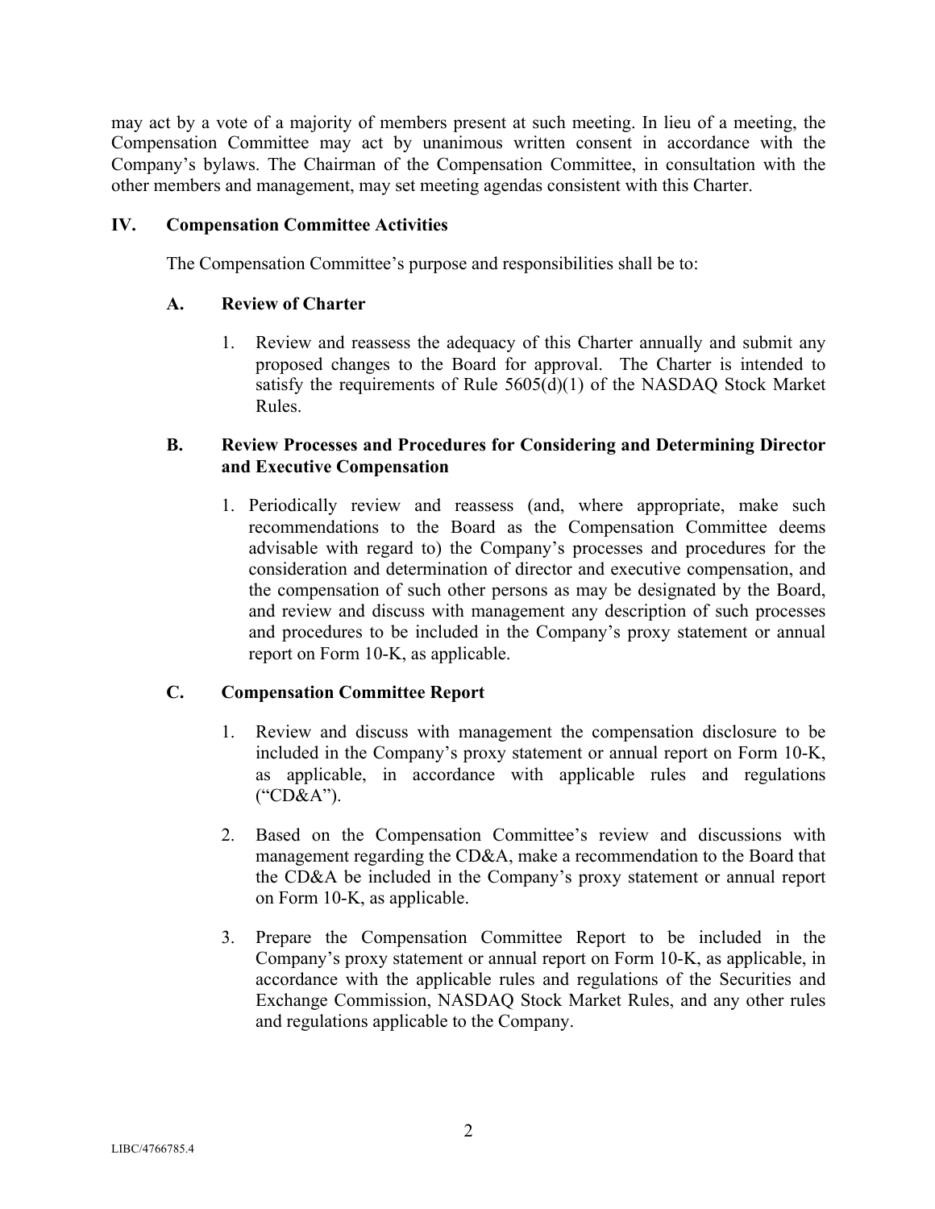may act by a vote of a majority of members present at such meeting. In lieu of a meeting, the Compensation Committee may act by unanimous written consent in accordance with the Company's bylaws. The Chairman of the Compensation Committee, in consultation with the other members and management, may set meeting agendas consistent with this Charter.

## IV. Compensation Committee Activities

The Compensation Committee's purpose and responsibilities shall be to:

### A. Review of Charter

1. Review and reassess the adequacy of this Charter annually and submit any proposed changes to the Board for approval. The Charter is intended to satisfy the requirements of Rule 5605(d)(1) of the NASDAQ Stock Market Rules.

### B. Review Processes and Procedures for Considering and Determining Director and Executive Compensation

1. Periodically review and reassess (and, where appropriate, make such recommendations to the Board as the Compensation Committee deems advisable with regard to) the Company's processes and procedures for the consideration and determination of director and executive compensation, and the compensation of such other persons as may be designated by the Board, and review and discuss with management any description of such processes and procedures to be included in the Company's proxy statement or annual report on Form 10-K, as applicable.

### C. Compensation Committee Report

1. Review and discuss with management the compensation disclosure to be included in the Company's proxy statement or annual report on Form 10-K, as applicable, in accordance with applicable rules and regulations ("CD&A").

2. Based on the Compensation Committee's review and discussions with management regarding the CD&A, make a recommendation to the Board that the CD&A be included in the Company's proxy statement or annual report on Form 10-K, as applicable.

3. Prepare the Compensation Committee Report to be included in the Company's proxy statement or annual report on Form 10-K, as applicable, in accordance with the applicable rules and regulations of the Securities and Exchange Commission, NASDAQ Stock Market Rules, and any other rules and regulations applicable to the Company.

LIBC/4766785.4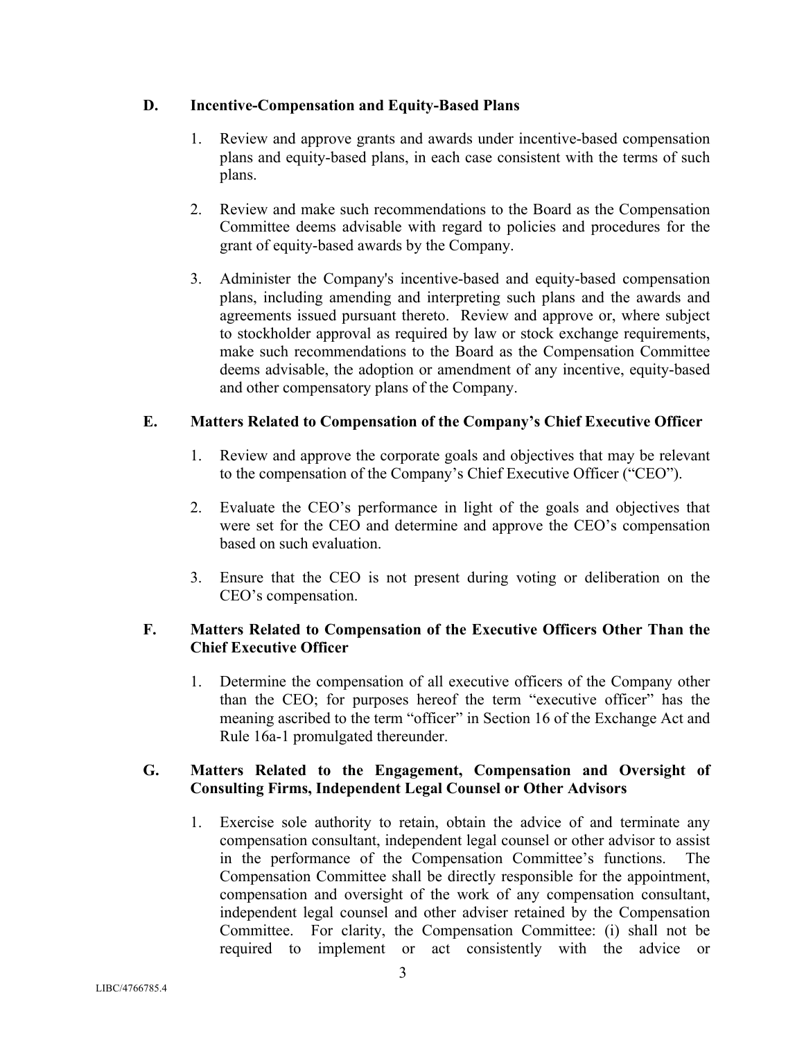### D. Incentive-Compensation and Equity-Based Plans

1. Review and approve grants and awards under incentive-based compensation plans and equity-based plans, in each case consistent with the terms of such plans.

2. Review and make such recommendations to the Board as the Compensation Committee deems advisable with regard to policies and procedures for the grant of equity-based awards by the Company.

3. Administer the Company's incentive-based and equity-based compensation plans, including amending and interpreting such plans and the awards and agreements issued pursuant thereto. Review and approve or, where subject to stockholder approval as required by law or stock exchange requirements, make such recommendations to the Board as the Compensation Committee deems advisable, the adoption or amendment of any incentive, equity-based and other compensatory plans of the Company.

### E. Matters Related to Compensation of the Company's Chief Executive Officer

1. Review and approve the corporate goals and objectives that may be relevant to the compensation of the Company's Chief Executive Officer ("CEO").

2. Evaluate the CEO's performance in light of the goals and objectives that were set for the CEO and determine and approve the CEO's compensation based on such evaluation.

3. Ensure that the CEO is not present during voting or deliberation on the CEO's compensation.

### F. Matters Related to Compensation of the Executive Officers Other Than the Chief Executive Officer

1. Determine the compensation of all executive officers of the Company other than the CEO; for purposes hereof the term "executive officer" has the meaning ascribed to the term "officer" in Section 16 of the Exchange Act and Rule 16a-1 promulgated thereunder.

### G. Matters Related to the Engagement, Compensation and Oversight of Consulting Firms, Independent Legal Counsel or Other Advisors

1. Exercise sole authority to retain, obtain the advice of and terminate any compensation consultant, independent legal counsel or other advisor to assist in the performance of the Compensation Committee's functions. The Compensation Committee shall be directly responsible for the appointment, compensation and oversight of the work of any compensation consultant, independent legal counsel and other adviser retained by the Compensation Committee. For clarity, the Compensation Committee: (i) shall not be required to implement or act consistently with the advice or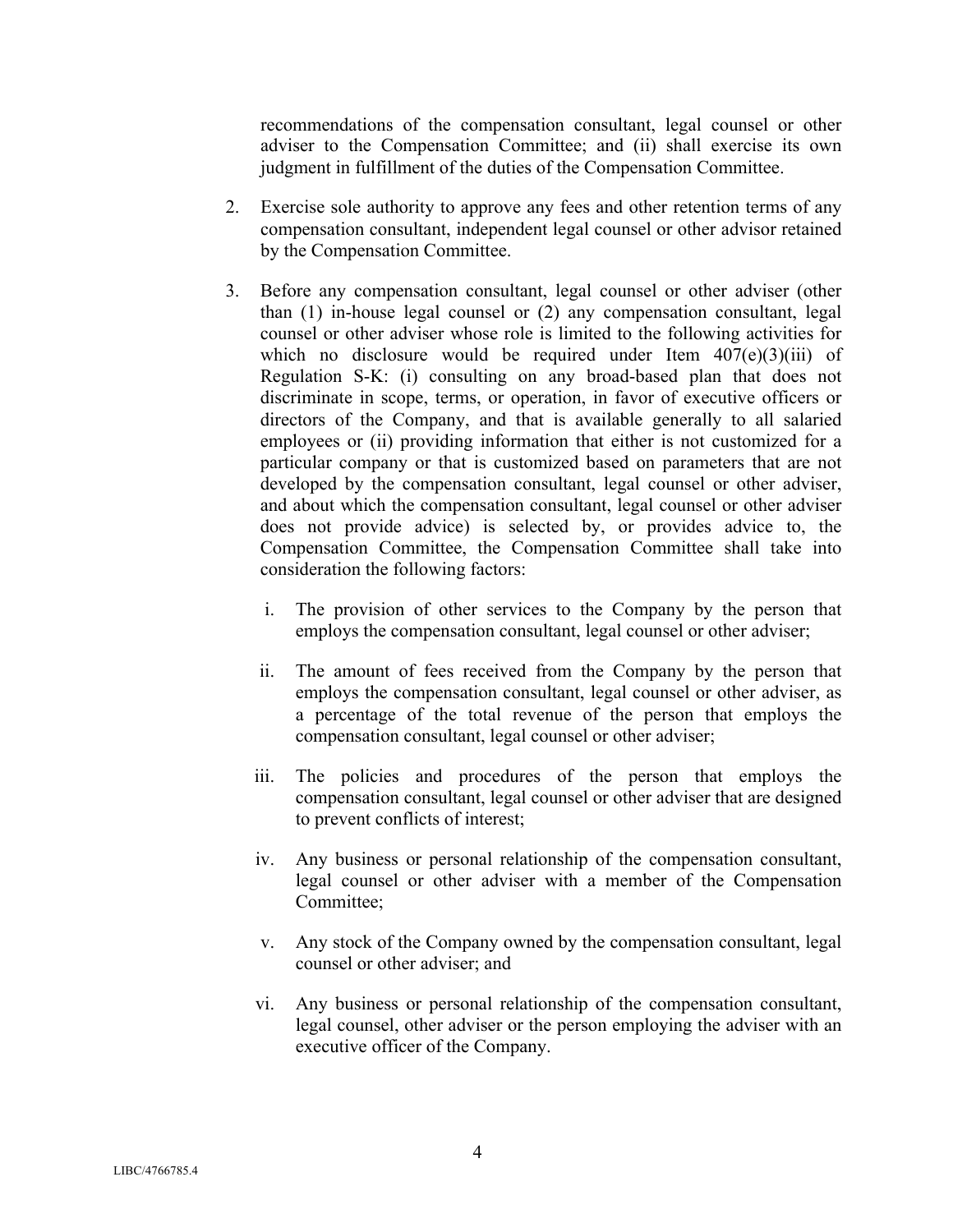recommendations of the compensation consultant, legal counsel or other adviser to the Compensation Committee; and (ii) shall exercise its own judgment in fulfillment of the duties of the Compensation Committee.

2. Exercise sole authority to approve any fees and other retention terms of any compensation consultant, independent legal counsel or other advisor retained by the Compensation Committee.

3. Before any compensation consultant, legal counsel or other adviser (other than (1) in-house legal counsel or (2) any compensation consultant, legal counsel or other adviser whose role is limited to the following activities for which no disclosure would be required under Item 407(e)(3)(iii) of Regulation S-K: (i) consulting on any broad-based plan that does not discriminate in scope, terms, or operation, in favor of executive officers or directors of the Company, and that is available generally to all salaried employees or (ii) providing information that either is not customized for a particular company or that is customized based on parameters that are not developed by the compensation consultant, legal counsel or other adviser, and about which the compensation consultant, legal counsel or other adviser does not provide advice) is selected by, or provides advice to, the Compensation Committee, the Compensation Committee shall take into consideration the following factors:

   i. The provision of other services to the Company by the person that employs the compensation consultant, legal counsel or other adviser;

   ii. The amount of fees received from the Company by the person that employs the compensation consultant, legal counsel or other adviser, as a percentage of the total revenue of the person that employs the compensation consultant, legal counsel or other adviser;

   iii. The policies and procedures of the person that employs the compensation consultant, legal counsel or other adviser that are designed to prevent conflicts of interest;

   iv. Any business or personal relationship of the compensation consultant, legal counsel or other adviser with a member of the Compensation Committee;

   v. Any stock of the Company owned by the compensation consultant, legal counsel or other adviser; and

   vi. Any business or personal relationship of the compensation consultant, legal counsel, other adviser or the person employing the adviser with an executive officer of the Company.

LIBC/4766785.4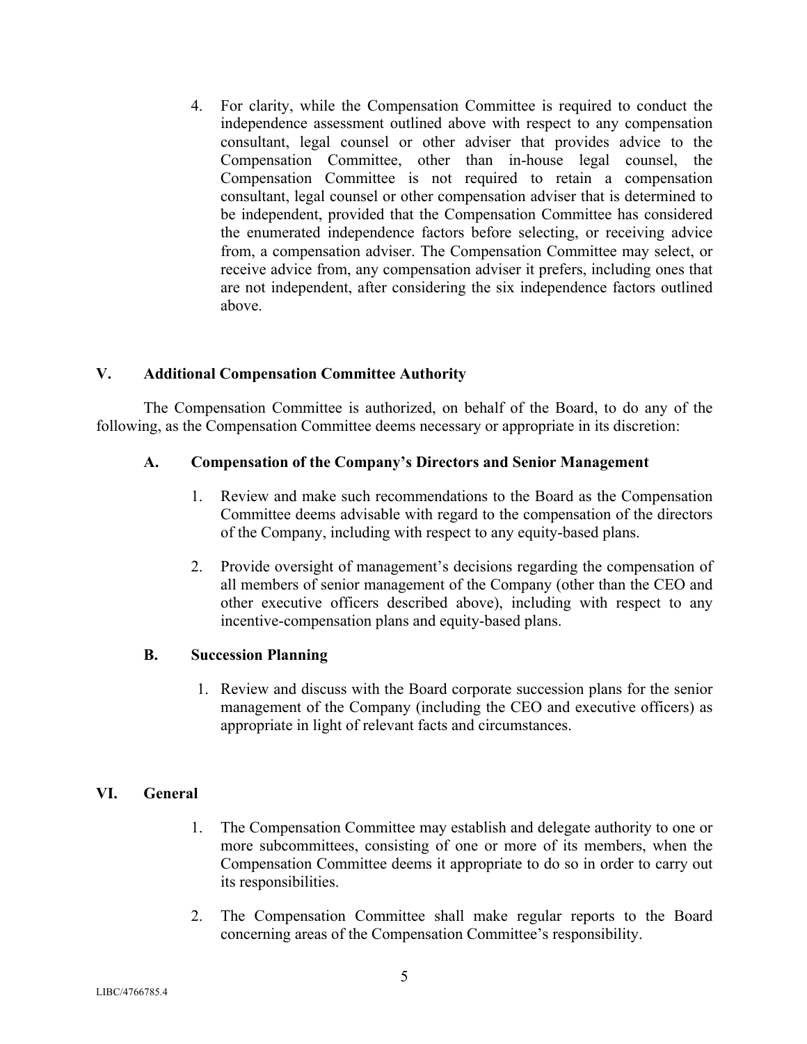4. For clarity, while the Compensation Committee is required to conduct the independence assessment outlined above with respect to any compensation consultant, legal counsel or other adviser that provides advice to the Compensation Committee, other than in-house legal counsel, the Compensation Committee is not required to retain a compensation consultant, legal counsel or other compensation adviser that is determined to be independent, provided that the Compensation Committee has considered the enumerated independence factors before selecting, or receiving advice from, a compensation adviser. The Compensation Committee may select, or receive advice from, any compensation adviser it prefers, including ones that are not independent, after considering the six independence factors outlined above.

## V. Additional Compensation Committee Authority

The Compensation Committee is authorized, on behalf of the Board, to do any of the following, as the Compensation Committee deems necessary or appropriate in its discretion:

### A. Compensation of the Company's Directors and Senior Management

1. Review and make such recommendations to the Board as the Compensation Committee deems advisable with regard to the compensation of the directors of the Company, including with respect to any equity-based plans.

2. Provide oversight of management's decisions regarding the compensation of all members of senior management of the Company (other than the CEO and other executive officers described above), including with respect to any incentive-compensation plans and equity-based plans.

### B. Succession Planning

1. Review and discuss with the Board corporate succession plans for the senior management of the Company (including the CEO and executive officers) as appropriate in light of relevant facts and circumstances.

## VI. General

1. The Compensation Committee may establish and delegate authority to one or more subcommittees, consisting of one or more of its members, when the Compensation Committee deems it appropriate to do so in order to carry out its responsibilities.

2. The Compensation Committee shall make regular reports to the Board concerning areas of the Compensation Committee's responsibility.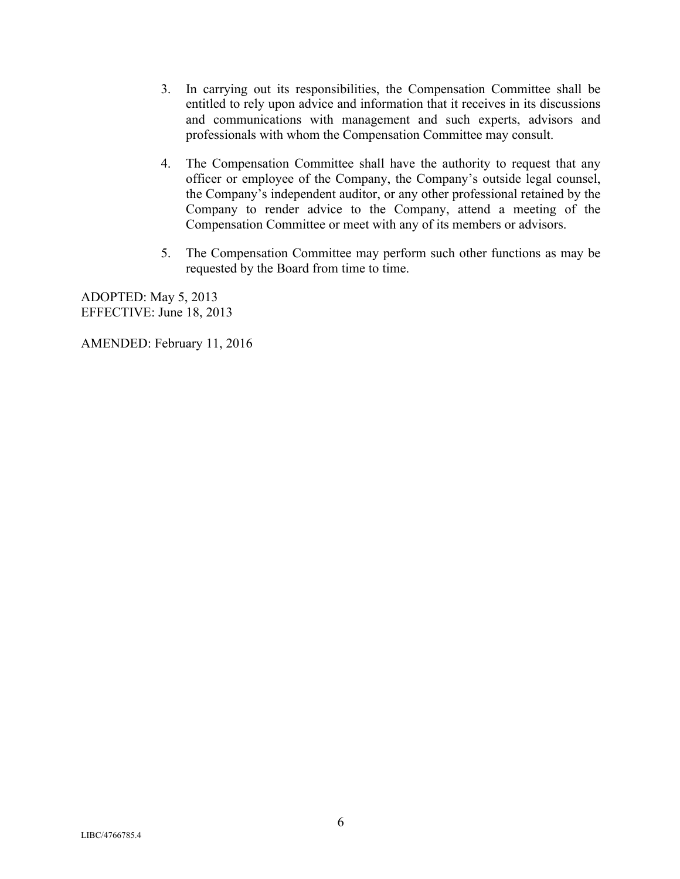3. In carrying out its responsibilities, the Compensation Committee shall be entitled to rely upon advice and information that it receives in its discussions and communications with management and such experts, advisors and professionals with whom the Compensation Committee may consult.

4. The Compensation Committee shall have the authority to request that any officer or employee of the Company, the Company's outside legal counsel, the Company's independent auditor, or any other professional retained by the Company to render advice to the Company, attend a meeting of the Compensation Committee or meet with any of its members or advisors.

5. The Compensation Committee may perform such other functions as may be requested by the Board from time to time.

ADOPTED: May 5, 2013
EFFECTIVE: June 18, 2013

AMENDED: February 11, 2016

LIBC/4766785.4